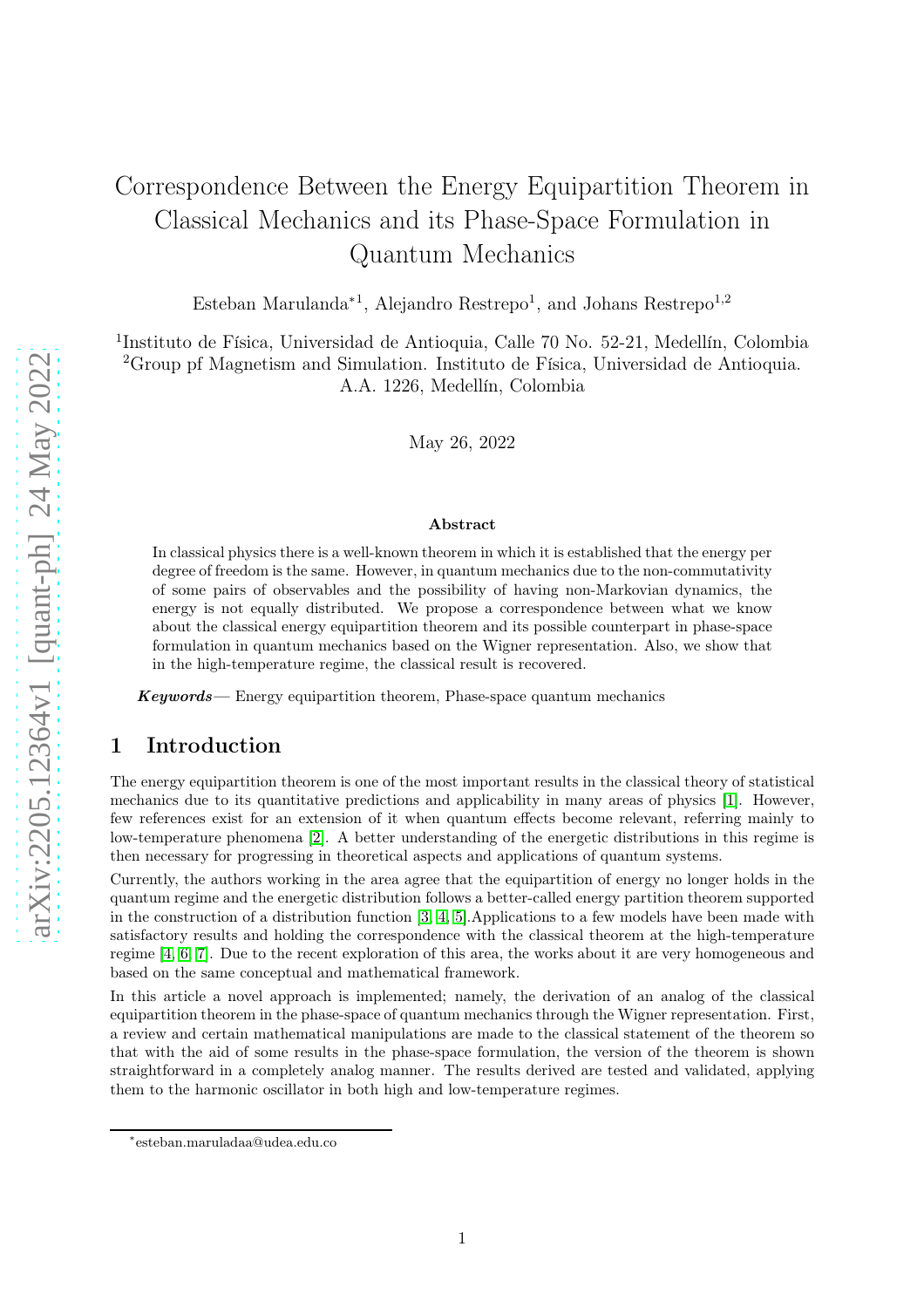# Correspondence Between the Energy Equipartition Theorem in Classical Mechanics and its Phase-Space Formulation in Quantum Mechanics

Esteban Marulanda*[1], Alejandro Restrepo[1], and Johans Restrepo[1,2]

[1]Instituto de Física, Universidad de Antioquia, Calle 70 No. 52-21, Medellín, Colombia
[2]Group pf Magnetism and Simulation. Instituto de Física, Universidad de Antioquia. A.A. 1226, Medellín, Colombia

May 26, 2022

### Abstract

In classical physics there is a well-known theorem in which it is established that the energy per degree of freedom is the same. However, in quantum mechanics due to the non-commutativity of some pairs of observables and the possibility of having non-Markovian dynamics, the energy is not equally distributed. We propose a correspondence between what we know about the classical energy equipartition theorem and its possible counterpart in phase-space formulation in quantum mechanics based on the Wigner representation. Also, we show that in the high-temperature regime, the classical result is recovered.

***Keywords***— Energy equipartition theorem, Phase-space quantum mechanics

## 1 Introduction

The energy equipartition theorem is one of the most important results in the classical theory of statistical mechanics due to its quantitative predictions and applicability in many areas of physics [1]. However, few references exist for an extension of it when quantum effects become relevant, referring mainly to low-temperature phenomena [2]. A better understanding of the energetic distributions in this regime is then necessary for progressing in theoretical aspects and applications of quantum systems.

Currently, the authors working in the area agree that the equipartition of energy no longer holds in the quantum regime and the energetic distribution follows a better-called energy partition theorem supported in the construction of a distribution function [3, 4, 5].Applications to a few models have been made with satisfactory results and holding the correspondence with the classical theorem at the high-temperature regime [4, 6, 7]. Due to the recent exploration of this area, the works about it are very homogeneous and based on the same conceptual and mathematical framework.

In this article a novel approach is implemented; namely, the derivation of an analog of the classical equipartition theorem in the phase-space of quantum mechanics through the Wigner representation. First, a review and certain mathematical manipulations are made to the classical statement of the theorem so that with the aid of some results in the phase-space formulation, the version of the theorem is shown straightforward in a completely analog manner. The results derived are tested and validated, applying them to the harmonic oscillator in both high and low-temperature regimes.

*esteban.maruladaa@udea.edu.co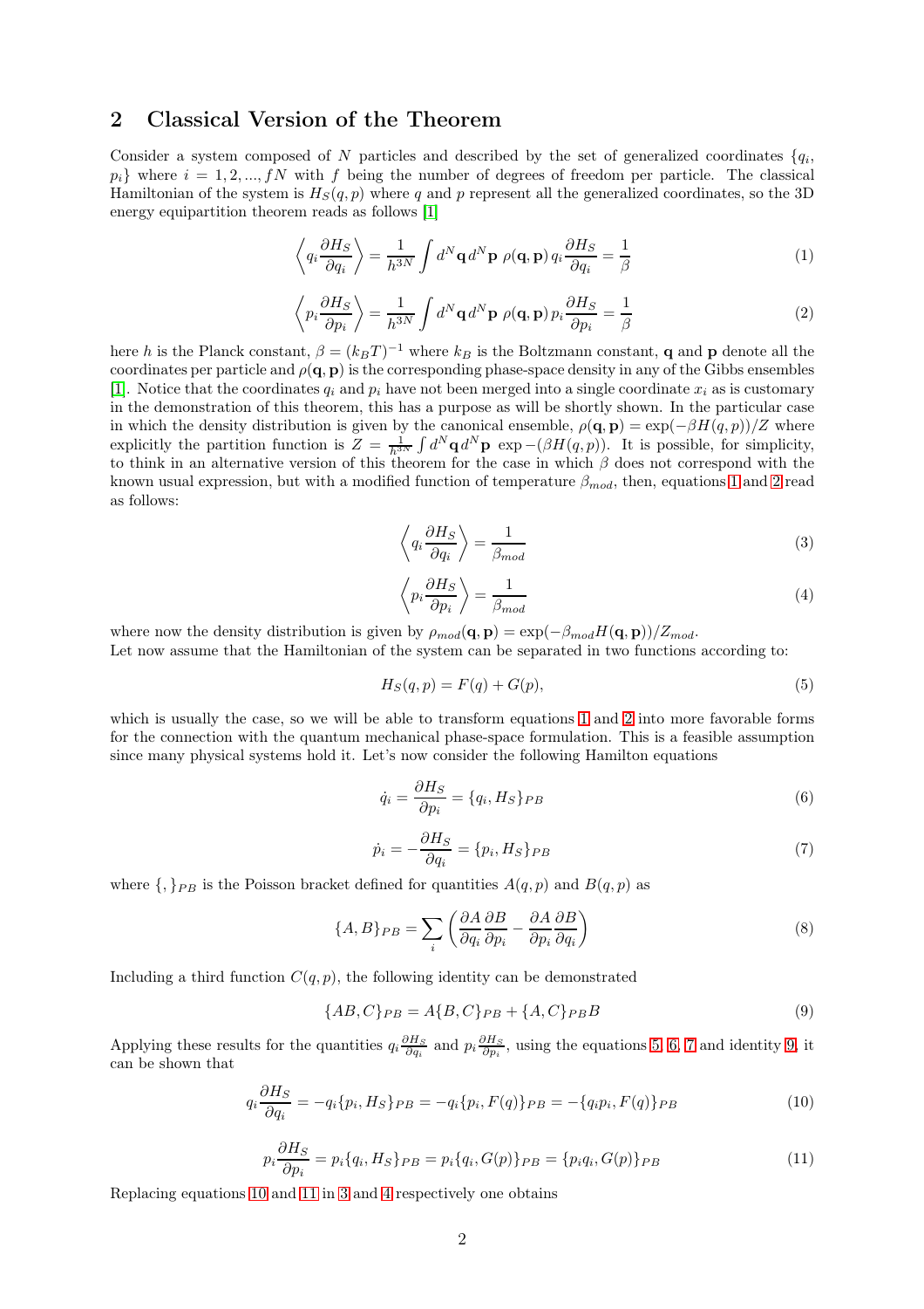## 2 Classical Version of the Theorem

Consider a system composed of $N$ particles and described by the set of generalized coordinates $\{q_i, p_i\}$ where $i = 1, 2, ..., fN$ with $f$ being the number of degrees of freedom per particle. The classical Hamiltonian of the system is $H_S(q, p)$ where $q$ and $p$ represent all the generalized coordinates, so the 3D energy equipartition theorem reads as follows [1]

$$\left\langle q_i \frac{\partial H_S}{\partial q_i} \right\rangle = \frac{1}{h^{3N}} \int d^N\mathbf{q}\, d^N\mathbf{p}\ \rho(\mathbf{q}, \mathbf{p})\, q_i \frac{\partial H_S}{\partial q_i} = \frac{1}{\beta} \tag{1}$$

$$\left\langle p_i \frac{\partial H_S}{\partial p_i} \right\rangle = \frac{1}{h^{3N}} \int d^N\mathbf{q}\, d^N\mathbf{p}\ \rho(\mathbf{q}, \mathbf{p})\, p_i \frac{\partial H_S}{\partial p_i} = \frac{1}{\beta} \tag{2}$$

here $h$ is the Planck constant, $\beta = (k_B T)^{-1}$ where $k_B$ is the Boltzmann constant, $\mathbf{q}$ and $\mathbf{p}$ denote all the coordinates per particle and $\rho(\mathbf{q}, \mathbf{p})$ is the corresponding phase-space density in any of the Gibbs ensembles [1]. Notice that the coordinates $q_i$ and $p_i$ have not been merged into a single coordinate $x_i$ as is customary in the demonstration of this theorem, this has a purpose as will be shortly shown. In the particular case in which the density distribution is given by the canonical ensemble, $\rho(\mathbf{q}, \mathbf{p}) = \exp(-\beta H(q, p))/Z$ where explicitly the partition function is $Z = \frac{1}{h^{3N}} \int d^N\mathbf{q}\, d^N\mathbf{p}\ \exp -(\beta H(q, p))$. It is possible, for simplicity, to think in an alternative version of this theorem for the case in which $\beta$ does not correspond with the known usual expression, but with a modified function of temperature $\beta_{mod}$, then, equations 1 and 2 read as follows:

$$\left\langle q_i \frac{\partial H_S}{\partial q_i} \right\rangle = \frac{1}{\beta_{mod}} \tag{3}$$

$$\left\langle p_i \frac{\partial H_S}{\partial p_i} \right\rangle = \frac{1}{\beta_{mod}} \tag{4}$$

where now the density distribution is given by $\rho_{mod}(\mathbf{q}, \mathbf{p}) = \exp(-\beta_{mod} H(\mathbf{q}, \mathbf{p}))/Z_{mod}$.
Let now assume that the Hamiltonian of the system can be separated in two functions according to:

$$H_S(q, p) = F(q) + G(p), \tag{5}$$

which is usually the case, so we will be able to transform equations 1 and 2 into more favorable forms for the connection with the quantum mechanical phase-space formulation. This is a feasible assumption since many physical systems hold it. Let's now consider the following Hamilton equations

$$\dot{q}_i = \frac{\partial H_S}{\partial p_i} = \{q_i, H_S\}_{PB} \tag{6}$$

$$\dot{p}_i = -\frac{\partial H_S}{\partial q_i} = \{p_i, H_S\}_{PB} \tag{7}$$

where $\{,\}_{PB}$ is the Poisson bracket defined for quantities $A(q, p)$ and $B(q, p)$ as

$$\{A, B\}_{PB} = \sum_i \left( \frac{\partial A}{\partial q_i} \frac{\partial B}{\partial p_i} - \frac{\partial A}{\partial p_i} \frac{\partial B}{\partial q_i} \right) \tag{8}$$

Including a third function $C(q, p)$, the following identity can be demonstrated

$$\{AB, C\}_{PB} = A\{B, C\}_{PB} + \{A, C\}_{PB} B \tag{9}$$

Applying these results for the quantities $q_i \frac{\partial H_S}{\partial q_i}$ and $p_i \frac{\partial H_S}{\partial p_i}$, using the equations 5, 6, 7 and identity 9, it can be shown that

$$q_i \frac{\partial H_S}{\partial q_i} = -q_i \{p_i, H_S\}_{PB} = -q_i \{p_i, F(q)\}_{PB} = -\{q_i p_i, F(q)\}_{PB} \tag{10}$$

$$p_i \frac{\partial H_S}{\partial p_i} = p_i \{q_i, H_S\}_{PB} = p_i \{q_i, G(p)\}_{PB} = \{p_i q_i, G(p)\}_{PB} \tag{11}$$

Replacing equations 10 and 11 in 3 and 4 respectively one obtains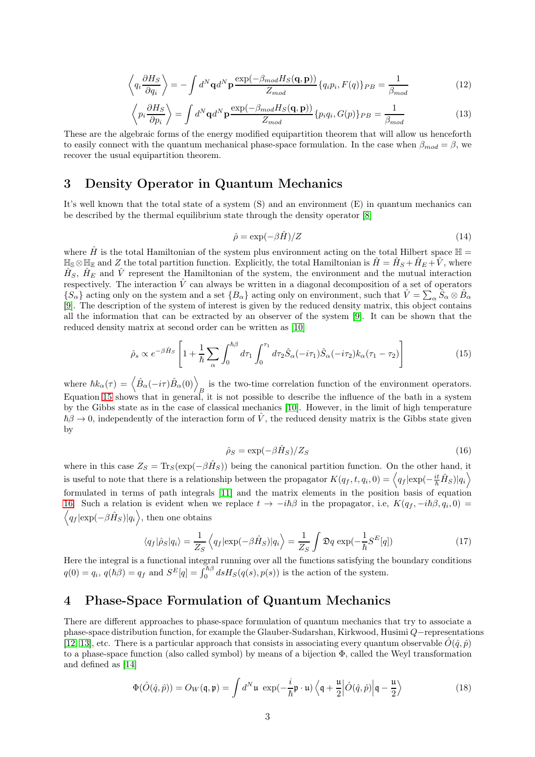$$\left\langle q_i \frac{\partial H_S}{\partial q_i} \right\rangle = -\int d^N\mathbf{q} d^N\mathbf{p} \frac{\exp(-\beta_{mod} H_S(\mathbf{q},\mathbf{p}))}{Z_{mod}} \{q_i p_i, F(q)\}_{PB} = \frac{1}{\beta_{mod}} \tag{12}$$

$$\left\langle p_i \frac{\partial H_S}{\partial p_i} \right\rangle = \int d^N\mathbf{q} d^N\mathbf{p} \frac{\exp(-\beta_{mod} H_S(\mathbf{q},\mathbf{p}))}{Z_{mod}} \{p_i q_i, G(p)\}_{PB} = \frac{1}{\beta_{mod}} \tag{13}$$

These are the algebraic forms of the energy modified equipartition theorem that will allow us henceforth to easily connect with the quantum mechanical phase-space formulation. In the case when $\beta_{mod} = \beta$, we recover the usual equipartition theorem.

# 3 Density Operator in Quantum Mechanics

It's well known that the total state of a system (S) and an environment (E) in quantum mechanics can be described by the thermal equilibrium state through the density operator [8]

$$\hat{\rho} = \exp(-\beta \hat{H})/Z \tag{14}$$

where $\hat{H}$ is the total Hamiltonian of the system plus environment acting on the total Hilbert space $\mathbb{H} = \mathbb{H}_{\mathbb{S}} \otimes \mathbb{H}_{\mathbb{E}}$ and $Z$ the total partition function. Explicitly, the total Hamiltonian is $\hat{H} = \hat{H}_S + \hat{H}_E + \hat{V}$, where $\hat{H}_S$, $\hat{H}_E$ and $\hat{V}$ represent the Hamiltonian of the system, the environment and the mutual interaction respectively. The interaction $\hat{V}$ can always be written in a diagonal decomposition of a set of operators $\{S_\alpha\}$ acting only on the system and a set $\{B_\alpha\}$ acting only on environment, such that $\hat{V} = \sum_\alpha \hat{S}_\alpha \otimes \hat{B}_\alpha$ [9]. The description of the system of interest is given by the reduced density matrix, this object contains all the information that can be extracted by an observer of the system [9]. It can be shown that the reduced density matrix at second order can be written as [10]

$$\hat{\rho}_s \propto e^{-\beta \hat{H}_S} \left[ 1 + \frac{1}{\hbar} \sum_\alpha \int_0^{\hbar\beta} d\tau_1 \int_0^{\tau_1} d\tau_2 \hat{S}_\alpha(-i\tau_1) \hat{S}_\alpha(-i\tau_2) k_\alpha(\tau_1 - \tau_2) \right] \tag{15}$$

where $\hbar k_\alpha(\tau) = \left\langle \hat{B}_\alpha(-i\tau) \hat{B}_\alpha(0) \right\rangle_B$ is the two-time correlation function of the environment operators. Equation 15 shows that in general, it is not possible to describe the influence of the bath in a system by the Gibbs state as in the case of classical mechanics [10]. However, in the limit of high temperature $\hbar\beta \to 0$, independently of the interaction form of $\hat{V}$, the reduced density matrix is the Gibbs state given by

$$\hat{\rho}_S = \exp(-\beta \hat{H}_S)/Z_S \tag{16}$$

where in this case $Z_S = \mathrm{Tr}_S(\exp(-\beta \hat{H}_S))$ being the canonical partition function. On the other hand, it is useful to note that there is a relationship between the propagator $K(q_f, t, q_i, 0) = \left\langle q_f | \exp(-\frac{it}{\hbar} \hat{H}_S) | q_i \right\rangle$ formulated in terms of path integrals [11] and the matrix elements in the position basis of equation 16. Such a relation is evident when we replace $t \to -i\hbar\beta$ in the propagator, i.e, $K(q_f, -i\hbar\beta, q_i, 0) = \left\langle q_f | \exp(-\beta \hat{H}_S) | q_i \right\rangle$, then one obtains

$$\langle q_f | \hat{\rho}_S | q_i \rangle = \frac{1}{Z_S} \left\langle q_f | \exp(-\beta \hat{H}_S) | q_i \right\rangle = \frac{1}{Z_S} \int \mathfrak{D}q \exp(-\frac{1}{\hbar} S^E[q]) \tag{17}$$

Here the integral is a functional integral running over all the functions satisfying the boundary conditions $q(0) = q_i$, $q(\hbar\beta) = q_f$ and $S^E[q] = \int_0^{\hbar\beta} ds H_S(q(s), p(s))$ is the action of the system.

# 4 Phase-Space Formulation of Quantum Mechanics

There are different approaches to phase-space formulation of quantum mechanics that try to associate a phase-space distribution function, for example the Glauber-Sudarshan, Kirkwood, Husimi $Q-$representations [12, 13], etc. There is a particular approach that consists in associating every quantum observable $\hat{O}(\hat{q}, \hat{p})$ to a phase-space function (also called symbol) by means of a bijection $\Phi$, called the Weyl transformation and defined as [14]

$$\Phi(\hat{O}(\hat{q}, \hat{p})) = O_W(\mathfrak{q}, \mathfrak{p}) = \int d^N\mathfrak{u} \, \exp(-\frac{i}{\hbar} \mathfrak{p} \cdot \mathfrak{u}) \left\langle \mathfrak{q} + \frac{\mathfrak{u}}{2} \middle| \hat{O}(\hat{q}, \hat{p}) \middle| \mathfrak{q} - \frac{\mathfrak{u}}{2} \right\rangle \tag{18}$$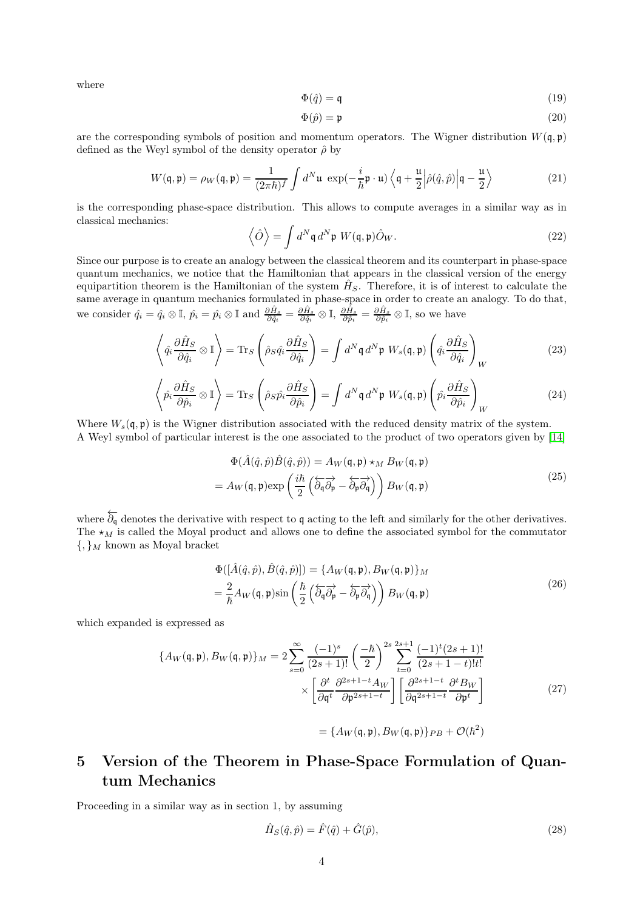where

$$\Phi(\hat{q}) = \mathfrak{q} \tag{19}$$

$$\Phi(\hat{p}) = \mathfrak{p} \tag{20}$$

are the corresponding symbols of position and momentum operators. The Wigner distribution $W(\mathfrak{q}, \mathfrak{p})$ defined as the Weyl symbol of the density operator $\hat{\rho}$ by

$$W(\mathfrak{q}, \mathfrak{p}) = \rho_W(\mathfrak{q}, \mathfrak{p}) = \frac{1}{(2\pi\hbar)^f} \int d^N \mathfrak{u} \, \exp(-\frac{i}{\hbar}\mathfrak{p} \cdot \mathfrak{u}) \left\langle \mathfrak{q} + \frac{\mathfrak{u}}{2} \middle| \hat{\rho}(\hat{q}, \hat{p}) \middle| \mathfrak{q} - \frac{\mathfrak{u}}{2} \right\rangle \tag{21}$$

is the corresponding phase-space distribution. This allows to compute averages in a similar way as in classical mechanics:

$$\left\langle \hat{O} \right\rangle = \int d^N \mathfrak{q} \, d^N \mathfrak{p} \; W(\mathfrak{q}, \mathfrak{p}) \hat{O}_W. \tag{22}$$

Since our purpose is to create an analogy between the classical theorem and its counterpart in phase-space quantum mechanics, we notice that the Hamiltonian that appears in the classical version of the energy equipartition theorem is the Hamiltonian of the system $\hat{H}_S$. Therefore, it is of interest to calculate the same average in quantum mechanics formulated in phase-space in order to create an analogy. To do that, we consider $\hat{q}_i = \hat{q}_i \otimes \mathbb{I}$, $\hat{p}_i = \hat{p}_i \otimes \mathbb{I}$ and $\frac{\partial \hat{H}_s}{\partial \hat{q}_i} = \frac{\partial \hat{H}_s}{\partial \hat{q}_i} \otimes \mathbb{I}$, $\frac{\partial \hat{H}_s}{\partial \hat{p}_i} = \frac{\partial \hat{H}_s}{\partial \hat{p}_i} \otimes \mathbb{I}$, so we have

$$\left\langle \hat{q}_i \frac{\partial \hat{H}_S}{\partial \hat{q}_i} \otimes \mathbb{I} \right\rangle = \mathrm{Tr}_S \left( \hat{\rho}_S \hat{q}_i \frac{\partial \hat{H}_S}{\partial \hat{q}_i} \right) = \int d^N \mathfrak{q} \, d^N \mathfrak{p} \; W_s(\mathfrak{q}, \mathfrak{p}) \left( \hat{q}_i \frac{\partial \hat{H}_S}{\partial \hat{q}_i} \right)_W \tag{23}$$

$$\left\langle \hat{p}_i \frac{\partial \hat{H}_S}{\partial \hat{p}_i} \otimes \mathbb{I} \right\rangle = \mathrm{Tr}_S \left( \hat{\rho}_S \hat{p}_i \frac{\partial \hat{H}_S}{\partial \hat{p}_i} \right) = \int d^N \mathfrak{q} \, d^N \mathfrak{p} \; W_s(\mathfrak{q}, \mathfrak{p}) \left( \hat{p}_i \frac{\partial \hat{H}_S}{\partial \hat{p}_i} \right)_W \tag{24}$$

Where $W_s(\mathfrak{q}, \mathfrak{p})$ is the Wigner distribution associated with the reduced density matrix of the system.
A Weyl symbol of particular interest is the one associated to the product of two operators given by [14]

$$\begin{aligned} &\Phi(\hat{A}(\hat{q}, \hat{p})\hat{B}(\hat{q}, \hat{p})) = A_W(\mathfrak{q}, \mathfrak{p}) \star_M B_W(\mathfrak{q}, \mathfrak{p}) \\ &= A_W(\mathfrak{q}, \mathfrak{p}) \exp\left( \frac{i\hbar}{2} \left( \overleftarrow{\partial_\mathfrak{q}} \overrightarrow{\partial_\mathfrak{p}} - \overleftarrow{\partial_\mathfrak{p}} \overrightarrow{\partial_\mathfrak{q}} \right) \right) B_W(\mathfrak{q}, \mathfrak{p}) \end{aligned} \tag{25}$$

where $\overleftarrow{\partial_\mathfrak{q}}$ denotes the derivative with respect to $\mathfrak{q}$ acting to the left and similarly for the other derivatives. The $\star_M$ is called the Moyal product and allows one to define the associated symbol for the commutator $\{,\}_M$ known as Moyal bracket

$$\begin{aligned} &\Phi([\hat{A}(\hat{q}, \hat{p}), \hat{B}(\hat{q}, \hat{p})]) = \{A_W(\mathfrak{q}, \mathfrak{p}), B_W(\mathfrak{q}, \mathfrak{p})\}_M \\ &= \frac{2}{\hbar} A_W(\mathfrak{q}, \mathfrak{p}) \sin\left( \frac{\hbar}{2} \left( \overleftarrow{\partial_\mathfrak{q}} \overrightarrow{\partial_\mathfrak{p}} - \overleftarrow{\partial_\mathfrak{p}} \overrightarrow{\partial_\mathfrak{q}} \right) \right) B_W(\mathfrak{q}, \mathfrak{p}) \end{aligned} \tag{26}$$

which expanded is expressed as

$$\begin{aligned} \{A_W(\mathfrak{q}, \mathfrak{p}), B_W(\mathfrak{q}, \mathfrak{p})\}_M = 2 \sum_{s=0}^{\infty} \frac{(-1)^s}{(2s+1)!} \left( \frac{-\hbar}{2} \right)^{2s} \sum_{t=0}^{2s+1} \frac{(-1)^t (2s+1)!}{(2s+1-t)! t!} \\ \times \left[ \frac{\partial^t}{\partial \mathfrak{q}^t} \frac{\partial^{2s+1-t} A_W}{\partial \mathfrak{p}^{2s+1-t}} \right] \left[ \frac{\partial^{2s+1-t}}{\partial \mathfrak{q}^{2s+1-t}} \frac{\partial^t B_W}{\partial \mathfrak{p}^t} \right] \\ = \{A_W(\mathfrak{q}, \mathfrak{p}), B_W(\mathfrak{q}, \mathfrak{p})\}_{PB} + \mathcal{O}(\hbar^2) \end{aligned} \tag{27}$$

## 5 Version of the Theorem in Phase-Space Formulation of Quantum Mechanics

Proceeding in a similar way as in section 1, by assuming

$$\hat{H}_S(\hat{q}, \hat{p}) = \hat{F}(\hat{q}) + \hat{G}(\hat{p}), \tag{28}$$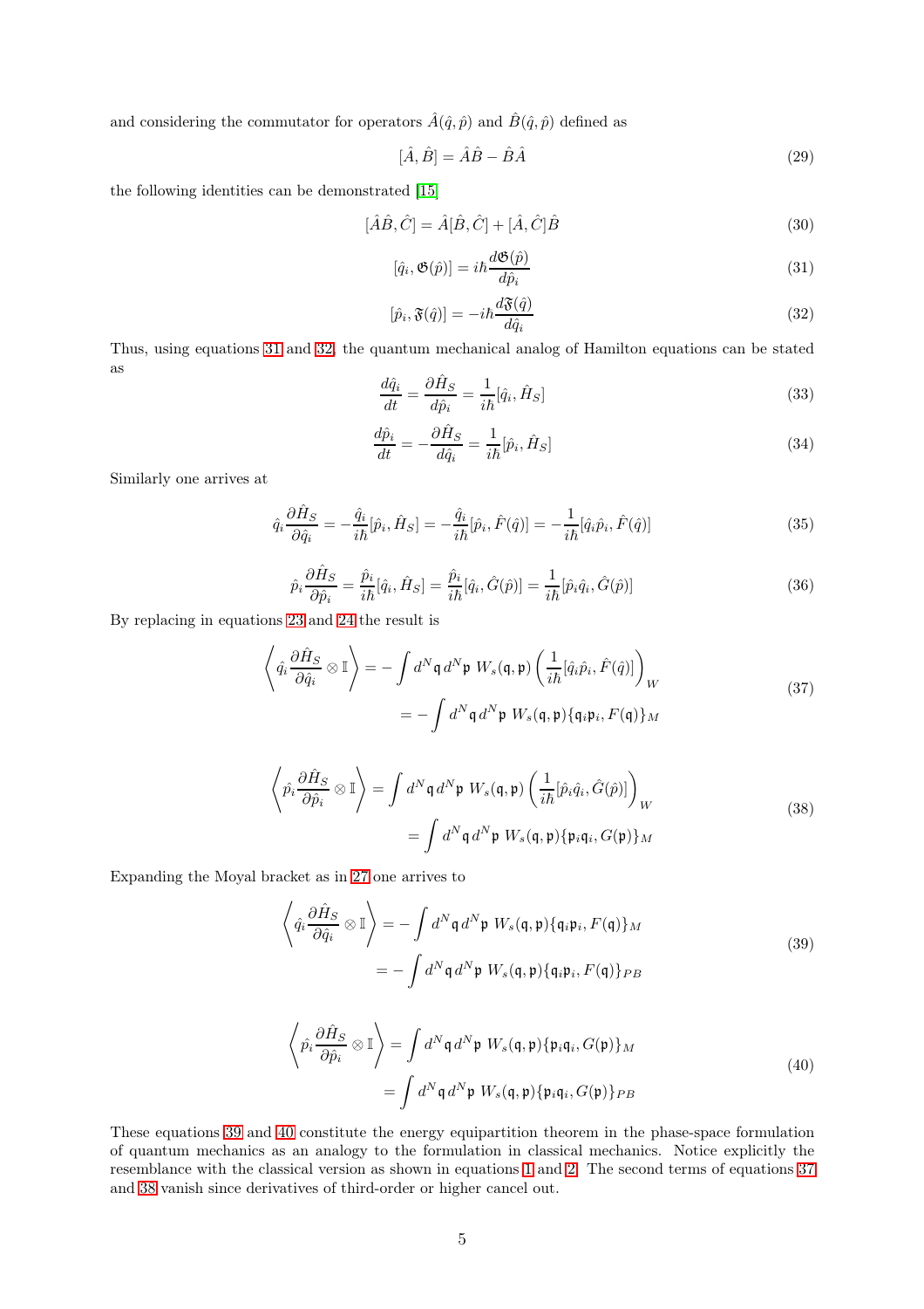and considering the commutator for operators $\hat{A}(\hat{q},\hat{p})$ and $\hat{B}(\hat{q},\hat{p})$ defined as

$$[\hat{A},\hat{B}] = \hat{A}\hat{B} - \hat{B}\hat{A} \tag{29}$$

the following identities can be demonstrated [15]

$$[\hat{A}\hat{B},\hat{C}] = \hat{A}[\hat{B},\hat{C}] + [\hat{A},\hat{C}]\hat{B} \tag{30}$$

$$[\hat{q}_i, \mathfrak{G}(\hat{p})] = i\hbar\frac{d\mathfrak{G}(\hat{p})}{d\hat{p}_i} \tag{31}$$

$$[\hat{p}_i, \mathfrak{F}(\hat{q})] = -i\hbar\frac{d\mathfrak{F}(\hat{q})}{d\hat{q}_i} \tag{32}$$

Thus, using equations 31 and 32, the quantum mechanical analog of Hamilton equations can be stated as

$$\frac{d\hat{q}_i}{dt} = \frac{\partial \hat{H}_S}{d\hat{p}_i} = \frac{1}{i\hbar}[\hat{q}_i, \hat{H}_S] \tag{33}$$

$$\frac{d\hat{p}_i}{dt} = -\frac{\partial \hat{H}_S}{d\hat{q}_i} = \frac{1}{i\hbar}[\hat{p}_i, \hat{H}_S] \tag{34}$$

Similarly one arrives at

$$\hat{q}_i\frac{\partial \hat{H}_S}{\partial \hat{q}_i} = -\frac{\hat{q}_i}{i\hbar}[\hat{p}_i, \hat{H}_S] = -\frac{\hat{q}_i}{i\hbar}[\hat{p}_i, \hat{F}(\hat{q})] = -\frac{1}{i\hbar}[\hat{q}_i\hat{p}_i, \hat{F}(\hat{q})] \tag{35}$$

$$\hat{p}_i\frac{\partial \hat{H}_S}{\partial \hat{p}_i} = \frac{\hat{p}_i}{i\hbar}[\hat{q}_i, \hat{H}_S] = \frac{\hat{p}_i}{i\hbar}[\hat{q}_i, \hat{G}(\hat{p})] = \frac{1}{i\hbar}[\hat{p}_i\hat{q}_i, \hat{G}(\hat{p})] \tag{36}$$

By replacing in equations 23 and 24 the result is

$$\begin{aligned}\left\langle \hat{q}_i\frac{\partial \hat{H}_S}{\partial \hat{q}_i}\otimes\mathbb{I}\right\rangle &= -\int d^N\mathfrak{q}\, d^N\mathfrak{p}\; W_s(\mathfrak{q},\mathfrak{p})\left(\frac{1}{i\hbar}[\hat{q}_i\hat{p}_i, \hat{F}(\hat{q})]\right)_W \\ &= -\int d^N\mathfrak{q}\, d^N\mathfrak{p}\; W_s(\mathfrak{q},\mathfrak{p})\{\mathfrak{q}_i\mathfrak{p}_i, F(\mathfrak{q})\}_M\end{aligned} \tag{37}$$

$$\begin{aligned}\left\langle \hat{p}_i\frac{\partial \hat{H}_S}{\partial \hat{p}_i}\otimes\mathbb{I}\right\rangle &= \int d^N\mathfrak{q}\, d^N\mathfrak{p}\; W_s(\mathfrak{q},\mathfrak{p})\left(\frac{1}{i\hbar}[\hat{p}_i\hat{q}_i, \hat{G}(\hat{p})]\right)_W \\ &= \int d^N\mathfrak{q}\, d^N\mathfrak{p}\; W_s(\mathfrak{q},\mathfrak{p})\{\mathfrak{p}_i\mathfrak{q}_i, G(\mathfrak{p})\}_M\end{aligned} \tag{38}$$

Expanding the Moyal bracket as in 27 one arrives to

$$\begin{aligned}\left\langle \hat{q}_i\frac{\partial \hat{H}_S}{\partial \hat{q}_i}\otimes\mathbb{I}\right\rangle &= -\int d^N\mathfrak{q}\, d^N\mathfrak{p}\; W_s(\mathfrak{q},\mathfrak{p})\{\mathfrak{q}_i\mathfrak{p}_i, F(\mathfrak{q})\}_M \\ &= -\int d^N\mathfrak{q}\, d^N\mathfrak{p}\; W_s(\mathfrak{q},\mathfrak{p})\{\mathfrak{q}_i\mathfrak{p}_i, F(\mathfrak{q})\}_{PB}\end{aligned} \tag{39}$$

$$\begin{aligned}\left\langle \hat{p}_i\frac{\partial \hat{H}_S}{\partial \hat{p}_i}\otimes\mathbb{I}\right\rangle &= \int d^N\mathfrak{q}\, d^N\mathfrak{p}\; W_s(\mathfrak{q},\mathfrak{p})\{\mathfrak{p}_i\mathfrak{q}_i, G(\mathfrak{p})\}_M \\ &= \int d^N\mathfrak{q}\, d^N\mathfrak{p}\; W_s(\mathfrak{q},\mathfrak{p})\{\mathfrak{p}_i\mathfrak{q}_i, G(\mathfrak{p})\}_{PB}\end{aligned} \tag{40}$$

These equations 39 and 40 constitute the energy equipartition theorem in the phase-space formulation of quantum mechanics as an analogy to the formulation in classical mechanics. Notice explicitly the resemblance with the classical version as shown in equations 1 and 2. The second terms of equations 37 and 38 vanish since derivatives of third-order or higher cancel out.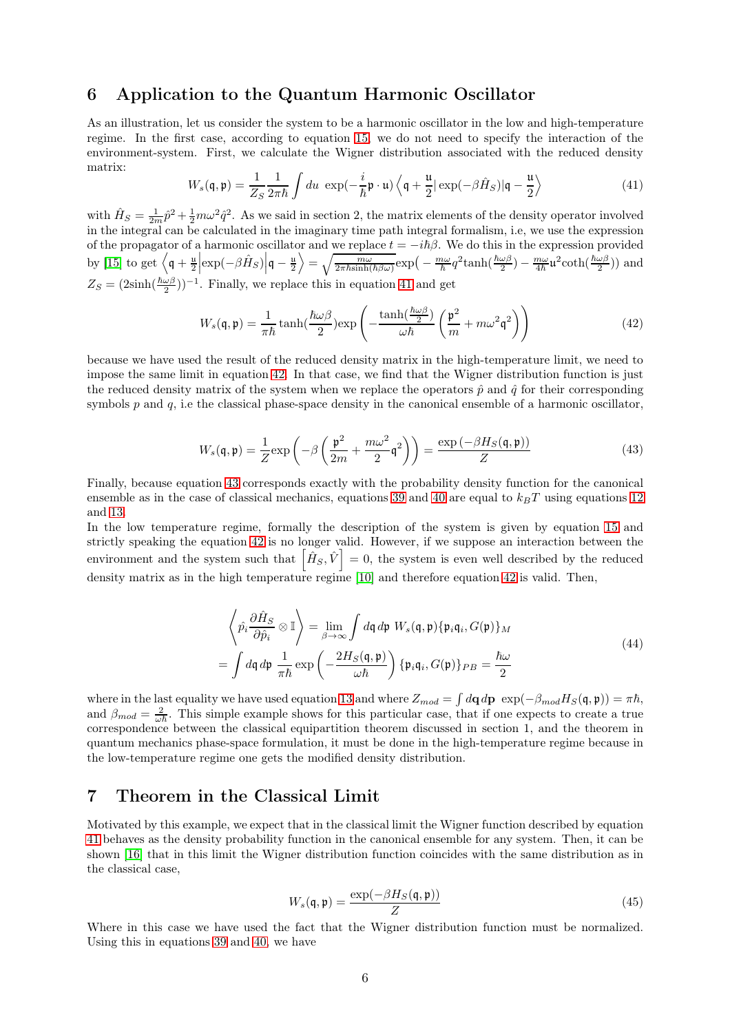## 6 Application to the Quantum Harmonic Oscillator

As an illustration, let us consider the system to be a harmonic oscillator in the low and high-temperature regime. In the first case, according to equation 15, we do not need to specify the interaction of the environment-system. First, we calculate the Wigner distribution associated with the reduced density matrix:

$$W_s(\mathfrak{q},\mathfrak{p}) = \frac{1}{Z_S}\frac{1}{2\pi\hbar}\int du\ \exp(-\frac{i}{\hbar}\mathfrak{p}\cdot\mathfrak{u})\left\langle \mathfrak{q}+\frac{\mathfrak{u}}{2}|\exp(-\beta\hat{H}_S)|\mathfrak{q}-\frac{\mathfrak{u}}{2}\right\rangle \tag{41}$$

with $\hat{H}_S = \frac{1}{2m}\hat{p}^2 + \frac{1}{2}m\omega^2\hat{q}^2$. As we said in section 2, the matrix elements of the density operator involved in the integral can be calculated in the imaginary time path integral formalism, i.e, we use the expression of the propagator of a harmonic oscillator and we replace $t = -i\hbar\beta$. We do this in the expression provided by [15] to get $\left\langle \mathfrak{q}+\frac{\mathfrak{u}}{2}\middle|\exp(-\beta\hat{H}_S)\middle|\mathfrak{q}-\frac{\mathfrak{u}}{2}\right\rangle = \sqrt{\frac{m\omega}{2\pi\hbar\sinh(\hbar\beta\omega)}}\exp\big(-\frac{m\omega}{\hbar}\mathfrak{q}^2\tanh(\frac{\hbar\omega\beta}{2}) - \frac{m\omega}{4\hbar}\mathfrak{u}^2\coth(\frac{\hbar\omega\beta}{2})\big)$ and $Z_S = (2\sinh(\frac{\hbar\omega\beta}{2}))^{-1}$. Finally, we replace this in equation 41 and get

$$W_s(\mathfrak{q},\mathfrak{p}) = \frac{1}{\pi\hbar}\tanh(\frac{\hbar\omega\beta}{2})\exp\left(-\frac{\tanh(\frac{\hbar\omega\beta}{2})}{\omega\hbar}\left(\frac{\mathfrak{p}^2}{m} + m\omega^2\mathfrak{q}^2\right)\right) \tag{42}$$

because we have used the result of the reduced density matrix in the high-temperature limit, we need to impose the same limit in equation 42. In that case, we find that the Wigner distribution function is just the reduced density matrix of the system when we replace the operators $\hat{p}$ and $\hat{q}$ for their corresponding symbols $p$ and $q$, i.e the classical phase-space density in the canonical ensemble of a harmonic oscillator,

$$W_s(\mathfrak{q},\mathfrak{p}) = \frac{1}{Z}\exp\left(-\beta\left(\frac{\mathfrak{p}^2}{2m} + \frac{m\omega^2}{2}\mathfrak{q}^2\right)\right) = \frac{\exp\left(-\beta H_S(\mathfrak{q},\mathfrak{p})\right)}{Z} \tag{43}$$

Finally, because equation 43 corresponds exactly with the probability density function for the canonical ensemble as in the case of classical mechanics, equations 39 and 40 are equal to $k_BT$ using equations 12 and 13.

In the low temperature regime, formally the description of the system is given by equation 15 and strictly speaking the equation 42 is no longer valid. However, if we suppose an interaction between the environment and the system such that $\left[\hat{H}_S, \hat{V}\right] = 0$, the system is even well described by the reduced density matrix as in the high temperature regime [10] and therefore equation 42 is valid. Then,

$$\begin{aligned}\left\langle \hat{p}_i\frac{\partial\hat{H}_S}{\partial\hat{p}_i}\otimes\mathbb{I}\right\rangle &= \lim_{\beta\to\infty}\int d\mathfrak{q}\,d\mathfrak{p}\ W_s(\mathfrak{q},\mathfrak{p})\{\mathfrak{p}_i\mathfrak{q}_i, G(\mathfrak{p})\}_M \\ &= \int d\mathfrak{q}\,d\mathfrak{p}\ \frac{1}{\pi\hbar}\exp\left(-\frac{2H_S(\mathfrak{q},\mathfrak{p})}{\omega\hbar}\right)\{\mathfrak{p}_i\mathfrak{q}_i, G(\mathfrak{p})\}_{PB} = \frac{\hbar\omega}{2}\end{aligned} \tag{44}$$

where in the last equality we have used equation 13 and where $Z_{mod} = \int d\mathbf{q}\,d\mathbf{p}\ \exp(-\beta_{mod}H_S(\mathfrak{q},\mathfrak{p})) = \pi\hbar$, and $\beta_{mod} = \frac{2}{\omega\hbar}$. This simple example shows for this particular case, that if one expects to create a true correspondence between the classical equipartition theorem discussed in section 1, and the theorem in quantum mechanics phase-space formulation, it must be done in the high-temperature regime because in the low-temperature regime one gets the modified density distribution.

## 7 Theorem in the Classical Limit

Motivated by this example, we expect that in the classical limit the Wigner function described by equation 41 behaves as the density probability function in the canonical ensemble for any system. Then, it can be shown [16] that in this limit the Wigner distribution function coincides with the same distribution as in the classical case,

$$W_s(\mathfrak{q},\mathfrak{p}) = \frac{\exp(-\beta H_S(\mathfrak{q},\mathfrak{p}))}{Z} \tag{45}$$

Where in this case we have used the fact that the Wigner distribution function must be normalized. Using this in equations 39 and 40, we have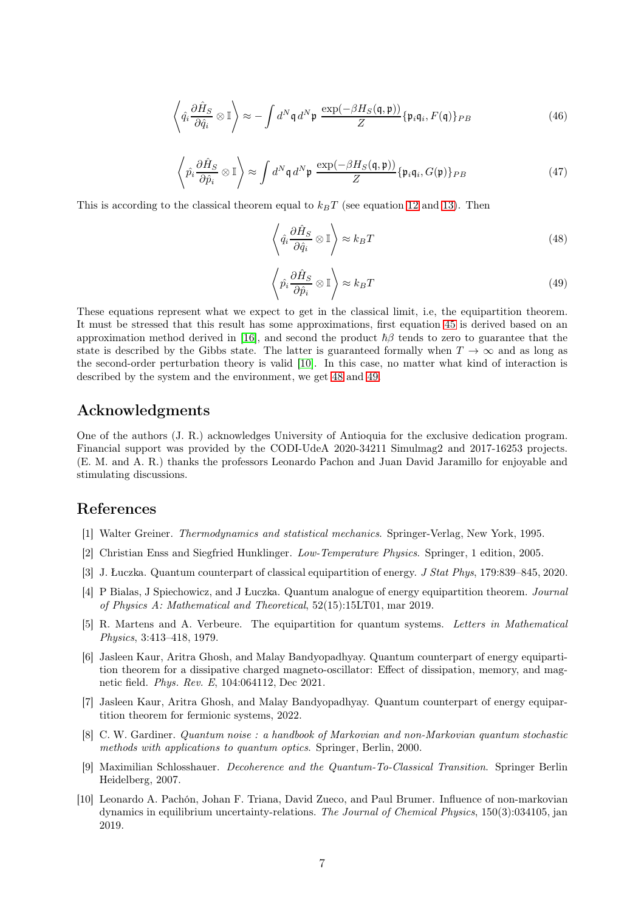$$\left\langle \hat{q}_i \frac{\partial \hat{H}_S}{\partial \hat{q}_i} \otimes \mathbb{I} \right\rangle \approx - \int d^N \mathfrak{q} \, d^N \mathfrak{p} \; \frac{\exp(-\beta H_S(\mathfrak{q}, \mathfrak{p}))}{Z} \{\mathfrak{p}_i \mathfrak{q}_i, F(\mathfrak{q})\}_{PB} \tag{46}$$

$$\left\langle \hat{p}_i \frac{\partial \hat{H}_S}{\partial \hat{p}_i} \otimes \mathbb{I} \right\rangle \approx \int d^N \mathfrak{q} \, d^N \mathfrak{p} \; \frac{\exp(-\beta H_S(\mathfrak{q}, \mathfrak{p}))}{Z} \{\mathfrak{p}_i \mathfrak{q}_i, G(\mathfrak{p})\}_{PB} \tag{47}$$

This is according to the classical theorem equal to $k_B T$ (see equation 12 and 13). Then

$$\left\langle \hat{q}_i \frac{\partial \hat{H}_S}{\partial \hat{q}_i} \otimes \mathbb{I} \right\rangle \approx k_B T \tag{48}$$

$$\left\langle \hat{p}_i \frac{\partial \hat{H}_S}{\partial \hat{p}_i} \otimes \mathbb{I} \right\rangle \approx k_B T \tag{49}$$

These equations represent what we expect to get in the classical limit, i.e, the equipartition theorem. It must be stressed that this result has some approximations, first equation 45 is derived based on an approximation method derived in [16], and second the product $\hbar\beta$ tends to zero to guarantee that the state is described by the Gibbs state. The latter is guaranteed formally when $T \to \infty$ and as long as the second-order perturbation theory is valid [10]. In this case, no matter what kind of interaction is described by the system and the environment, we get 48 and 49.

## Acknowledgments

One of the authors (J. R.) acknowledges University of Antioquia for the exclusive dedication program. Financial support was provided by the CODI-UdeA 2020-34211 Simulmag2 and 2017-16253 projects. (E. M. and A. R.) thanks the professors Leonardo Pachon and Juan David Jaramillo for enjoyable and stimulating discussions.

## References

[1] Walter Greiner. *Thermodynamics and statistical mechanics*. Springer-Verlag, New York, 1995.

[2] Christian Enss and Siegfried Hunklinger. *Low-Temperature Physics*. Springer, 1 edition, 2005.

[3] J. Łuczka. Quantum counterpart of classical equipartition of energy. *J Stat Phys*, 179:839–845, 2020.

[4] P Bialas, J Spiechowicz, and J Łuczka. Quantum analogue of energy equipartition theorem. *Journal of Physics A: Mathematical and Theoretical*, 52(15):15LT01, mar 2019.

[5] R. Martens and A. Verbeure. The equipartition for quantum systems. *Letters in Mathematical Physics*, 3:413–418, 1979.

[6] Jasleen Kaur, Aritra Ghosh, and Malay Bandyopadhyay. Quantum counterpart of energy equipartition theorem for a dissipative charged magneto-oscillator: Effect of dissipation, memory, and magnetic field. *Phys. Rev. E*, 104:064112, Dec 2021.

[7] Jasleen Kaur, Aritra Ghosh, and Malay Bandyopadhyay. Quantum counterpart of energy equipartition theorem for fermionic systems, 2022.

[8] C. W. Gardiner. *Quantum noise : a handbook of Markovian and non-Markovian quantum stochastic methods with applications to quantum optics*. Springer, Berlin, 2000.

[9] Maximilian Schlosshauer. *Decoherence and the Quantum-To-Classical Transition*. Springer Berlin Heidelberg, 2007.

[10] Leonardo A. Pachón, Johan F. Triana, David Zueco, and Paul Brumer. Influence of non-markovian dynamics in equilibrium uncertainty-relations. *The Journal of Chemical Physics*, 150(3):034105, jan 2019.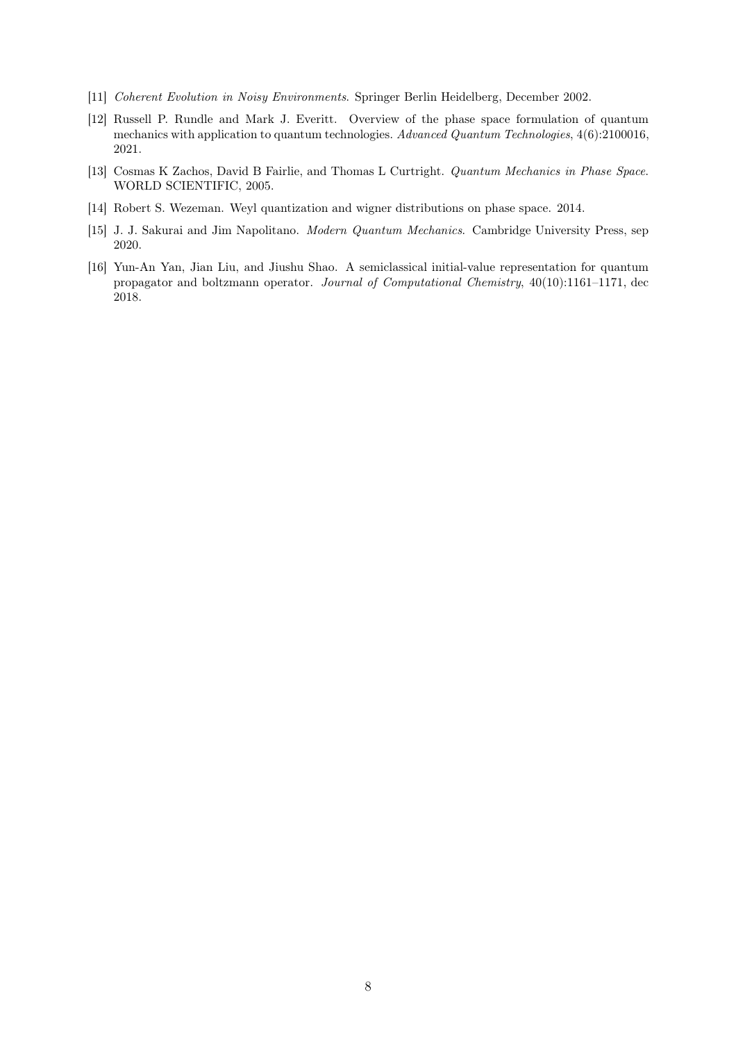[11] *Coherent Evolution in Noisy Environments*. Springer Berlin Heidelberg, December 2002.

[12] Russell P. Rundle and Mark J. Everitt. Overview of the phase space formulation of quantum mechanics with application to quantum technologies. *Advanced Quantum Technologies*, 4(6):2100016, 2021.

[13] Cosmas K Zachos, David B Fairlie, and Thomas L Curtright. *Quantum Mechanics in Phase Space*. WORLD SCIENTIFIC, 2005.

[14] Robert S. Wezeman. Weyl quantization and wigner distributions on phase space. 2014.

[15] J. J. Sakurai and Jim Napolitano. *Modern Quantum Mechanics*. Cambridge University Press, sep 2020.

[16] Yun-An Yan, Jian Liu, and Jiushu Shao. A semiclassical initial-value representation for quantum propagator and boltzmann operator. *Journal of Computational Chemistry*, 40(10):1161–1171, dec 2018.